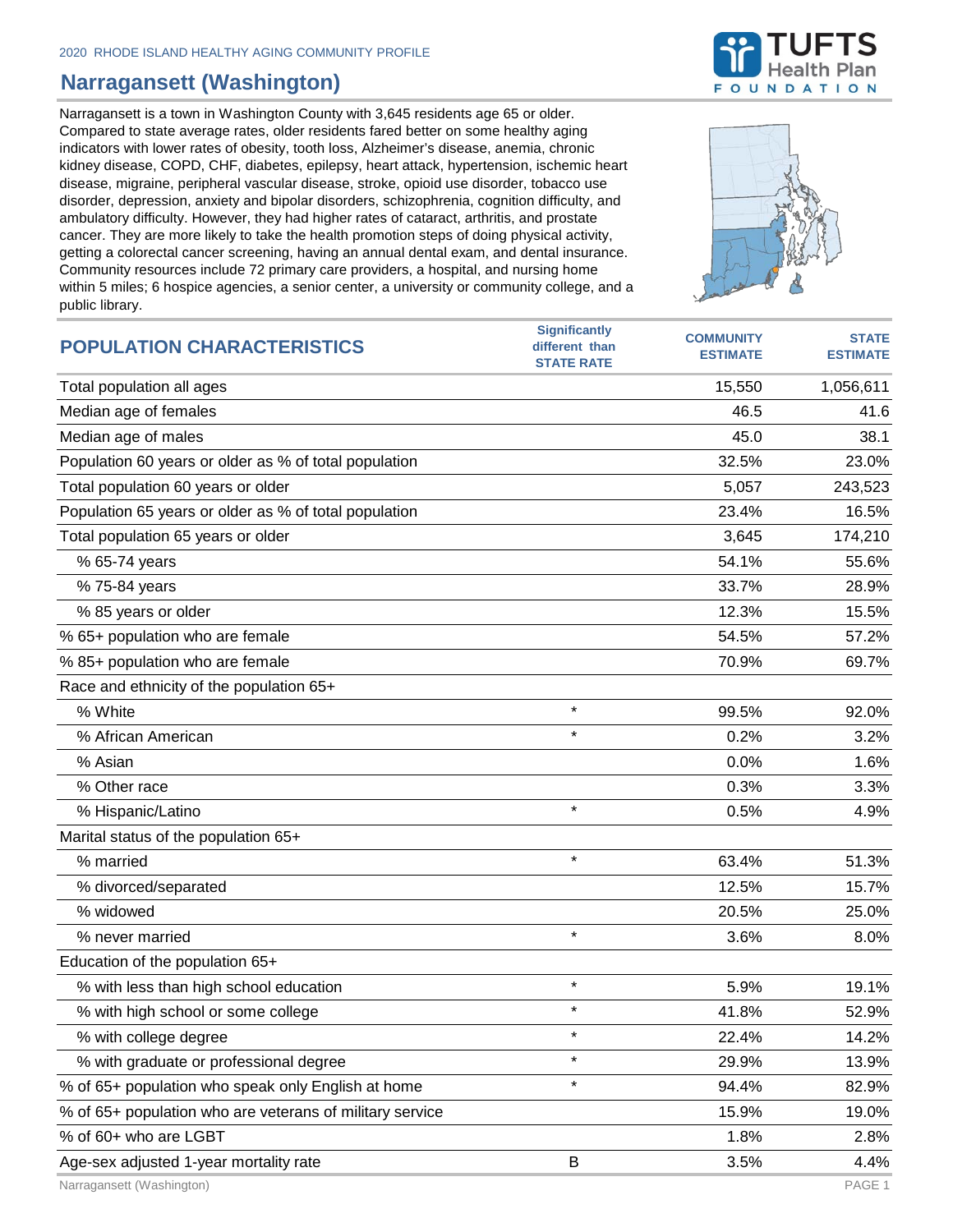2020 RHODE ISLAND HEALTHY AGING COMMUNITY PROFILE

# Narragansett (Washington)

Narragansett is a town in Washington County with 3,645 residents age 65 or older. Compared to state average rates, older residents fared better on some healthy aging indicators with lower rates of obesity, tooth loss, Alzheimer's disease, anemia, chronic kidney disease, COPD, CHF, diabetes, epilepsy, heart attack, hypertension, ischemic heart disease, migraine, peripheral vascular disease, stroke, opioid use disorder, tobacco use disorder, depression, anxiety and bipolar disorders, schizophrenia, cognition difficulty, and ambulatory difficulty. However, they had higher rates of cataract, arthritis, and prostate cancer. They are more likely to take the health promotion steps of doing physical activity, getting a colorectal cancer screening, having an annual dental exam, and dental insurance. Community resources include 72 primary care providers, a hospital, and nursing home within 5 miles; 6 hospice agencies, a senior center, a university or community college, and a public library.

| POPULATION CHARACTERISTICS | Significantly different than STATE RATE | COMMUNITY ESTIMATE | STATE ESTIMATE |
|---|---|---|---|
| Total population all ages | | 15,550 | 1,056,611 |
| Median age of females | | 46.5 | 41.6 |
| Median age of males | | 45.0 | 38.1 |
| Population 60 years or older as % of total population | | 32.5% | 23.0% |
| Total population 60 years or older | | 5,057 | 243,523 |
| Population 65 years or older as % of total population | | 23.4% | 16.5% |
| Total population 65 years or older | | 3,645 | 174,210 |
| % 65-74 years | | 54.1% | 55.6% |
| % 75-84 years | | 33.7% | 28.9% |
| % 85 years or older | | 12.3% | 15.5% |
| % 65+ population who are female | | 54.5% | 57.2% |
| % 85+ population who are female | | 70.9% | 69.7% |
| Race and ethnicity of the population 65+ | | | |
| % White | * | 99.5% | 92.0% |
| % African American | * | 0.2% | 3.2% |
| % Asian | | 0.0% | 1.6% |
| % Other race | | 0.3% | 3.3% |
| % Hispanic/Latino | * | 0.5% | 4.9% |
| Marital status of the population 65+ | | | |
| % married | * | 63.4% | 51.3% |
| % divorced/separated | | 12.5% | 15.7% |
| % widowed | | 20.5% | 25.0% |
| % never married | * | 3.6% | 8.0% |
| Education of the population 65+ | | | |
| % with less than high school education | * | 5.9% | 19.1% |
| % with high school or some college | * | 41.8% | 52.9% |
| % with college degree | * | 22.4% | 14.2% |
| % with graduate or professional degree | * | 29.9% | 13.9% |
| % of 65+ population who speak only English at home | * | 94.4% | 82.9% |
| % of 65+ population who are veterans of military service | | 15.9% | 19.0% |
| % of 60+ who are LGBT | | 1.8% | 2.8% |
| Age-sex adjusted 1-year mortality rate | B | 3.5% | 4.4% |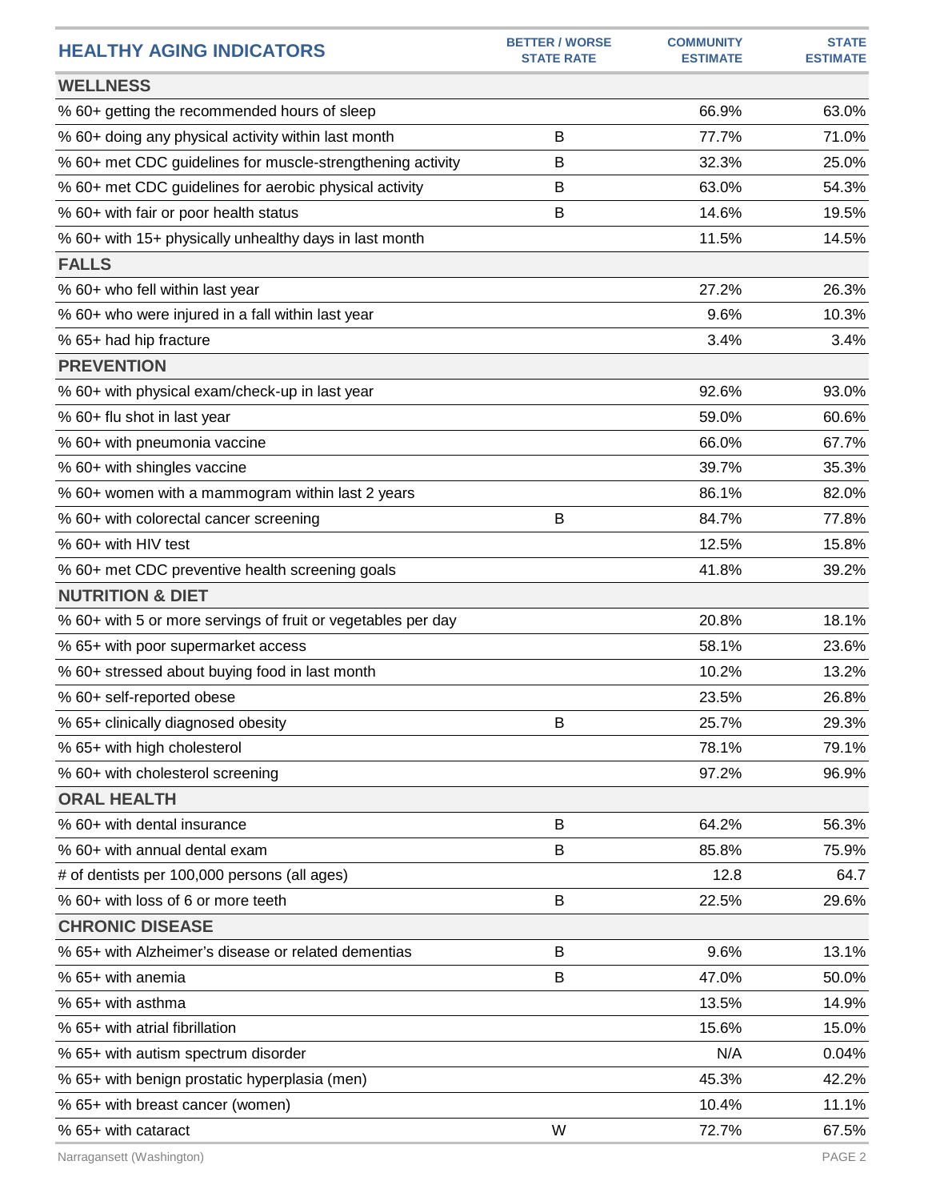| HEALTHY AGING INDICATORS | BETTER / WORSE STATE RATE | COMMUNITY ESTIMATE | STATE ESTIMATE |
|---|---|---|---|
| **WELLNESS** | | | |
| % 60+ getting the recommended hours of sleep | | 66.9% | 63.0% |
| % 60+ doing any physical activity within last month | B | 77.7% | 71.0% |
| % 60+ met CDC guidelines for muscle-strengthening activity | B | 32.3% | 25.0% |
| % 60+ met CDC guidelines for aerobic physical activity | B | 63.0% | 54.3% |
| % 60+ with fair or poor health status | B | 14.6% | 19.5% |
| % 60+ with 15+ physically unhealthy days in last month | | 11.5% | 14.5% |
| **FALLS** | | | |
| % 60+ who fell within last year | | 27.2% | 26.3% |
| % 60+ who were injured in a fall within last year | | 9.6% | 10.3% |
| % 65+ had hip fracture | | 3.4% | 3.4% |
| **PREVENTION** | | | |
| % 60+ with physical exam/check-up in last year | | 92.6% | 93.0% |
| % 60+ flu shot in last year | | 59.0% | 60.6% |
| % 60+ with pneumonia vaccine | | 66.0% | 67.7% |
| % 60+ with shingles vaccine | | 39.7% | 35.3% |
| % 60+ women with a mammogram within last 2 years | | 86.1% | 82.0% |
| % 60+ with colorectal cancer screening | B | 84.7% | 77.8% |
| % 60+ with HIV test | | 12.5% | 15.8% |
| % 60+ met CDC preventive health screening goals | | 41.8% | 39.2% |
| **NUTRITION & DIET** | | | |
| % 60+ with 5 or more servings of fruit or vegetables per day | | 20.8% | 18.1% |
| % 65+ with poor supermarket access | | 58.1% | 23.6% |
| % 60+ stressed about buying food in last month | | 10.2% | 13.2% |
| % 60+ self-reported obese | | 23.5% | 26.8% |
| % 65+ clinically diagnosed obesity | B | 25.7% | 29.3% |
| % 65+ with high cholesterol | | 78.1% | 79.1% |
| % 60+ with cholesterol screening | | 97.2% | 96.9% |
| **ORAL HEALTH** | | | |
| % 60+ with dental insurance | B | 64.2% | 56.3% |
| % 60+ with annual dental exam | B | 85.8% | 75.9% |
| # of dentists per 100,000 persons (all ages) | | 12.8 | 64.7 |
| % 60+ with loss of 6 or more teeth | B | 22.5% | 29.6% |
| **CHRONIC DISEASE** | | | |
| % 65+ with Alzheimer's disease or related dementias | B | 9.6% | 13.1% |
| % 65+ with anemia | B | 47.0% | 50.0% |
| % 65+ with asthma | | 13.5% | 14.9% |
| % 65+ with atrial fibrillation | | 15.6% | 15.0% |
| % 65+ with autism spectrum disorder | | N/A | 0.04% |
| % 65+ with benign prostatic hyperplasia (men) | | 45.3% | 42.2% |
| % 65+ with breast cancer (women) | | 10.4% | 11.1% |
| % 65+ with cataract | W | 72.7% | 67.5% |

Narragansett (Washington)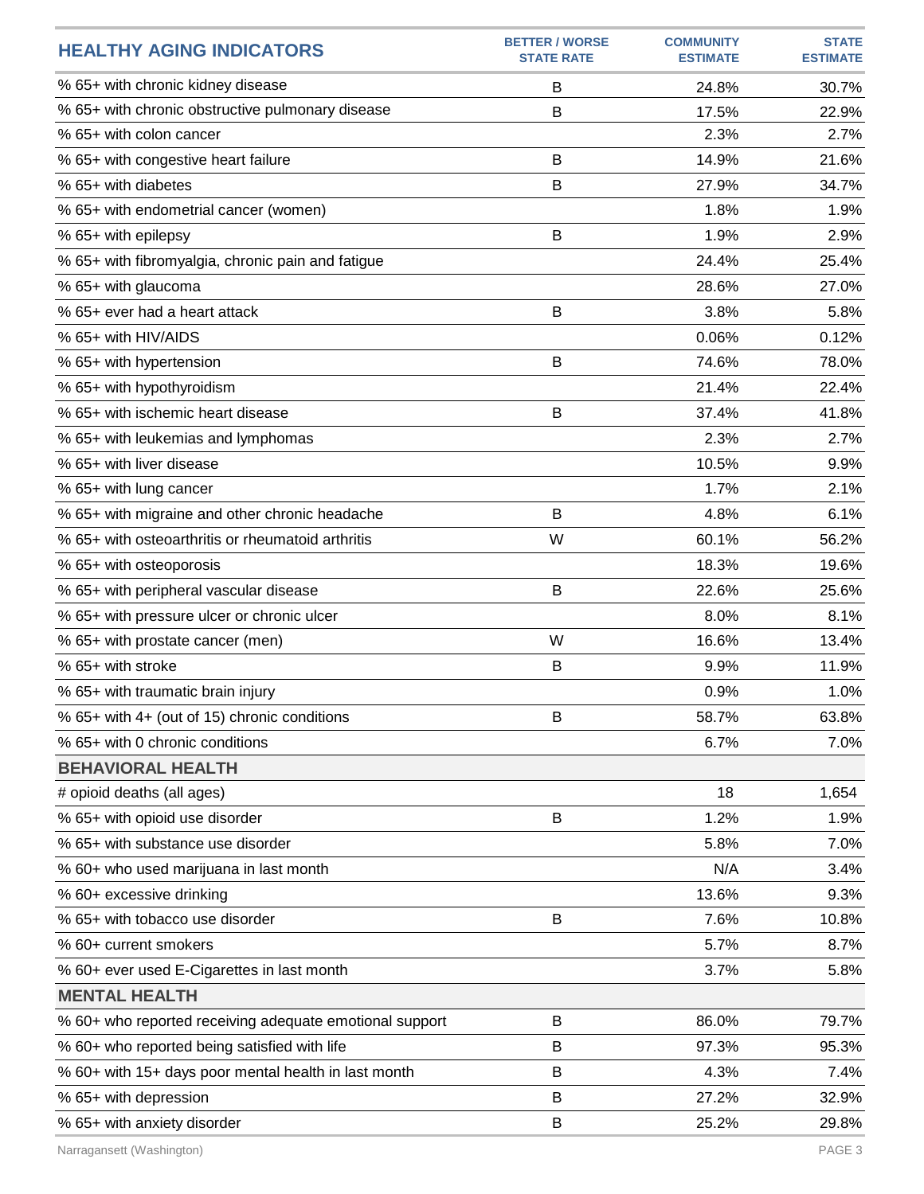| HEALTHY AGING INDICATORS | BETTER / WORSE STATE RATE | COMMUNITY ESTIMATE | STATE ESTIMATE |
|---|---|---|---|
| % 65+ with chronic kidney disease | B | 24.8% | 30.7% |
| % 65+ with chronic obstructive pulmonary disease | B | 17.5% | 22.9% |
| % 65+ with colon cancer | | 2.3% | 2.7% |
| % 65+ with congestive heart failure | B | 14.9% | 21.6% |
| % 65+ with diabetes | B | 27.9% | 34.7% |
| % 65+ with endometrial cancer (women) | | 1.8% | 1.9% |
| % 65+ with epilepsy | B | 1.9% | 2.9% |
| % 65+ with fibromyalgia, chronic pain and fatigue | | 24.4% | 25.4% |
| % 65+ with glaucoma | | 28.6% | 27.0% |
| % 65+ ever had a heart attack | B | 3.8% | 5.8% |
| % 65+ with HIV/AIDS | | 0.06% | 0.12% |
| % 65+ with hypertension | B | 74.6% | 78.0% |
| % 65+ with hypothyroidism | | 21.4% | 22.4% |
| % 65+ with ischemic heart disease | B | 37.4% | 41.8% |
| % 65+ with leukemias and lymphomas | | 2.3% | 2.7% |
| % 65+ with liver disease | | 10.5% | 9.9% |
| % 65+ with lung cancer | | 1.7% | 2.1% |
| % 65+ with migraine and other chronic headache | B | 4.8% | 6.1% |
| % 65+ with osteoarthritis or rheumatoid arthritis | W | 60.1% | 56.2% |
| % 65+ with osteoporosis | | 18.3% | 19.6% |
| % 65+ with peripheral vascular disease | B | 22.6% | 25.6% |
| % 65+ with pressure ulcer or chronic ulcer | | 8.0% | 8.1% |
| % 65+ with prostate cancer (men) | W | 16.6% | 13.4% |
| % 65+ with stroke | B | 9.9% | 11.9% |
| % 65+ with traumatic brain injury | | 0.9% | 1.0% |
| % 65+ with 4+ (out of 15) chronic conditions | B | 58.7% | 63.8% |
| % 65+ with 0 chronic conditions | | 6.7% | 7.0% |
| **BEHAVIORAL HEALTH** | | | |
| # opioid deaths (all ages) | | 18 | 1,654 |
| % 65+ with opioid use disorder | B | 1.2% | 1.9% |
| % 65+ with substance use disorder | | 5.8% | 7.0% |
| % 60+ who used marijuana in last month | | N/A | 3.4% |
| % 60+ excessive drinking | | 13.6% | 9.3% |
| % 65+ with tobacco use disorder | B | 7.6% | 10.8% |
| % 60+ current smokers | | 5.7% | 8.7% |
| % 60+ ever used E-Cigarettes in last month | | 3.7% | 5.8% |
| **MENTAL HEALTH** | | | |
| % 60+ who reported receiving adequate emotional support | B | 86.0% | 79.7% |
| % 60+ who reported being satisfied with life | B | 97.3% | 95.3% |
| % 60+ with 15+ days poor mental health in last month | B | 4.3% | 7.4% |
| % 65+ with depression | B | 27.2% | 32.9% |
| % 65+ with anxiety disorder | B | 25.2% | 29.8% |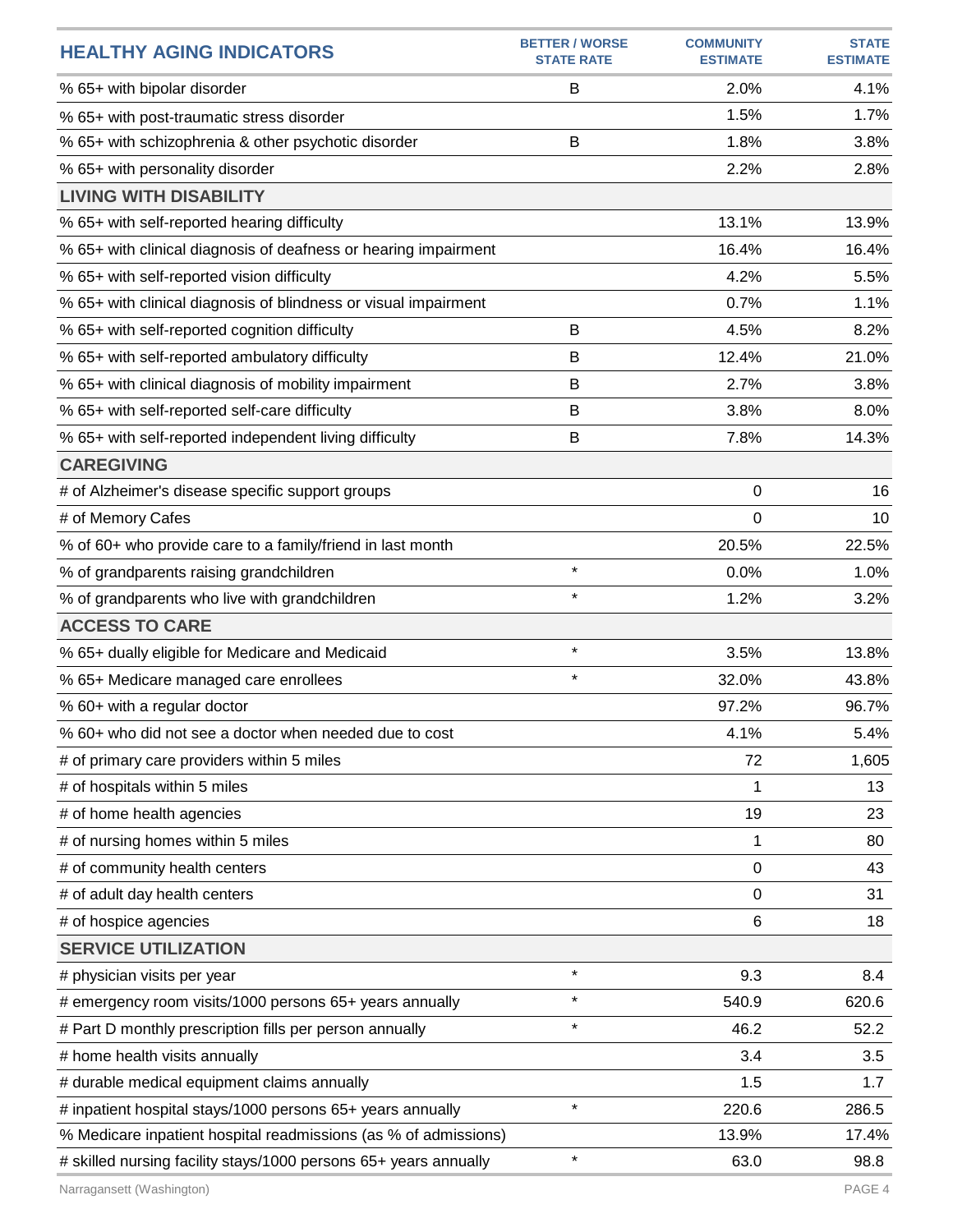| HEALTHY AGING INDICATORS | BETTER / WORSE STATE RATE | COMMUNITY ESTIMATE | STATE ESTIMATE |
|---|---|---|---|
| % 65+ with bipolar disorder | B | 2.0% | 4.1% |
| % 65+ with post-traumatic stress disorder | | 1.5% | 1.7% |
| % 65+ with schizophrenia & other psychotic disorder | B | 1.8% | 3.8% |
| % 65+ with personality disorder | | 2.2% | 2.8% |
| **LIVING WITH DISABILITY** | | | |
| % 65+ with self-reported hearing difficulty | | 13.1% | 13.9% |
| % 65+ with clinical diagnosis of deafness or hearing impairment | | 16.4% | 16.4% |
| % 65+ with self-reported vision difficulty | | 4.2% | 5.5% |
| % 65+ with clinical diagnosis of blindness or visual impairment | | 0.7% | 1.1% |
| % 65+ with self-reported cognition difficulty | B | 4.5% | 8.2% |
| % 65+ with self-reported ambulatory difficulty | B | 12.4% | 21.0% |
| % 65+ with clinical diagnosis of mobility impairment | B | 2.7% | 3.8% |
| % 65+ with self-reported self-care difficulty | B | 3.8% | 8.0% |
| % 65+ with self-reported independent living difficulty | B | 7.8% | 14.3% |
| **CAREGIVING** | | | |
| # of Alzheimer's disease specific support groups | | 0 | 16 |
| # of Memory Cafes | | 0 | 10 |
| % of 60+ who provide care to a family/friend in last month | | 20.5% | 22.5% |
| % of grandparents raising grandchildren | * | 0.0% | 1.0% |
| % of grandparents who live with grandchildren | * | 1.2% | 3.2% |
| **ACCESS TO CARE** | | | |
| % 65+ dually eligible for Medicare and Medicaid | * | 3.5% | 13.8% |
| % 65+ Medicare managed care enrollees | * | 32.0% | 43.8% |
| % 60+ with a regular doctor | | 97.2% | 96.7% |
| % 60+ who did not see a doctor when needed due to cost | | 4.1% | 5.4% |
| # of primary care providers within 5 miles | | 72 | 1,605 |
| # of hospitals within 5 miles | | 1 | 13 |
| # of home health agencies | | 19 | 23 |
| # of nursing homes within 5 miles | | 1 | 80 |
| # of community health centers | | 0 | 43 |
| # of adult day health centers | | 0 | 31 |
| # of hospice agencies | | 6 | 18 |
| **SERVICE UTILIZATION** | | | |
| # physician visits per year | * | 9.3 | 8.4 |
| # emergency room visits/1000 persons 65+ years annually | * | 540.9 | 620.6 |
| # Part D monthly prescription fills per person annually | * | 46.2 | 52.2 |
| # home health visits annually | | 3.4 | 3.5 |
| # durable medical equipment claims annually | | 1.5 | 1.7 |
| # inpatient hospital stays/1000 persons 65+ years annually | * | 220.6 | 286.5 |
| % Medicare inpatient hospital readmissions (as % of admissions) | | 13.9% | 17.4% |
| # skilled nursing facility stays/1000 persons 65+ years annually | * | 63.0 | 98.8 |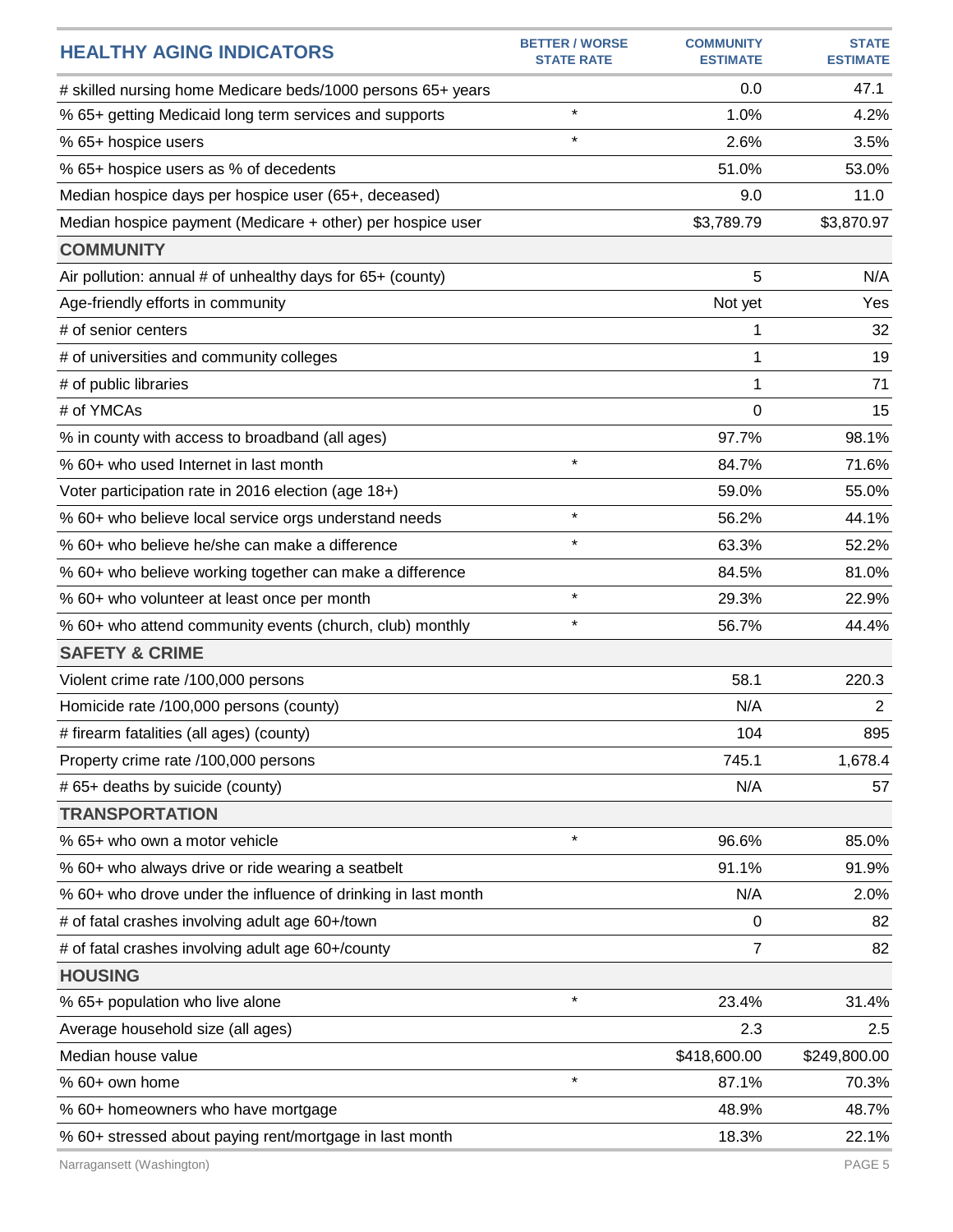| HEALTHY AGING INDICATORS | BETTER / WORSE STATE RATE | COMMUNITY ESTIMATE | STATE ESTIMATE |
|---|---|---|---|
| # skilled nursing home Medicare beds/1000 persons 65+ years | | 0.0 | 47.1 |
| % 65+ getting Medicaid long term services and supports | * | 1.0% | 4.2% |
| % 65+ hospice users | * | 2.6% | 3.5% |
| % 65+ hospice users as % of decedents | | 51.0% | 53.0% |
| Median hospice days per hospice user (65+, deceased) | | 9.0 | 11.0 |
| Median hospice payment (Medicare + other) per hospice user | | $3,789.79 | $3,870.97 |
| **COMMUNITY** | | | |
| Air pollution: annual # of unhealthy days for 65+ (county) | | 5 | N/A |
| Age-friendly efforts in community | | Not yet | Yes |
| # of senior centers | | 1 | 32 |
| # of universities and community colleges | | 1 | 19 |
| # of public libraries | | 1 | 71 |
| # of YMCAs | | 0 | 15 |
| % in county with access to broadband (all ages) | | 97.7% | 98.1% |
| % 60+ who used Internet in last month | * | 84.7% | 71.6% |
| Voter participation rate in 2016 election (age 18+) | | 59.0% | 55.0% |
| % 60+ who believe local service orgs understand needs | * | 56.2% | 44.1% |
| % 60+ who believe he/she can make a difference | * | 63.3% | 52.2% |
| % 60+ who believe working together can make a difference | | 84.5% | 81.0% |
| % 60+ who volunteer at least once per month | * | 29.3% | 22.9% |
| % 60+ who attend community events (church, club) monthly | * | 56.7% | 44.4% |
| **SAFETY & CRIME** | | | |
| Violent crime rate /100,000 persons | | 58.1 | 220.3 |
| Homicide rate /100,000 persons (county) | | N/A | 2 |
| # firearm fatalities (all ages) (county) | | 104 | 895 |
| Property crime rate /100,000 persons | | 745.1 | 1,678.4 |
| # 65+ deaths by suicide (county) | | N/A | 57 |
| **TRANSPORTATION** | | | |
| % 65+ who own a motor vehicle | * | 96.6% | 85.0% |
| % 60+ who always drive or ride wearing a seatbelt | | 91.1% | 91.9% |
| % 60+ who drove under the influence of drinking in last month | | N/A | 2.0% |
| # of fatal crashes involving adult age 60+/town | | 0 | 82 |
| # of fatal crashes involving adult age 60+/county | | 7 | 82 |
| **HOUSING** | | | |
| % 65+ population who live alone | * | 23.4% | 31.4% |
| Average household size (all ages) | | 2.3 | 2.5 |
| Median house value | | $418,600.00 | $249,800.00 |
| % 60+ own home | * | 87.1% | 70.3% |
| % 60+ homeowners who have mortgage | | 48.9% | 48.7% |
| % 60+ stressed about paying rent/mortgage in last month | | 18.3% | 22.1% |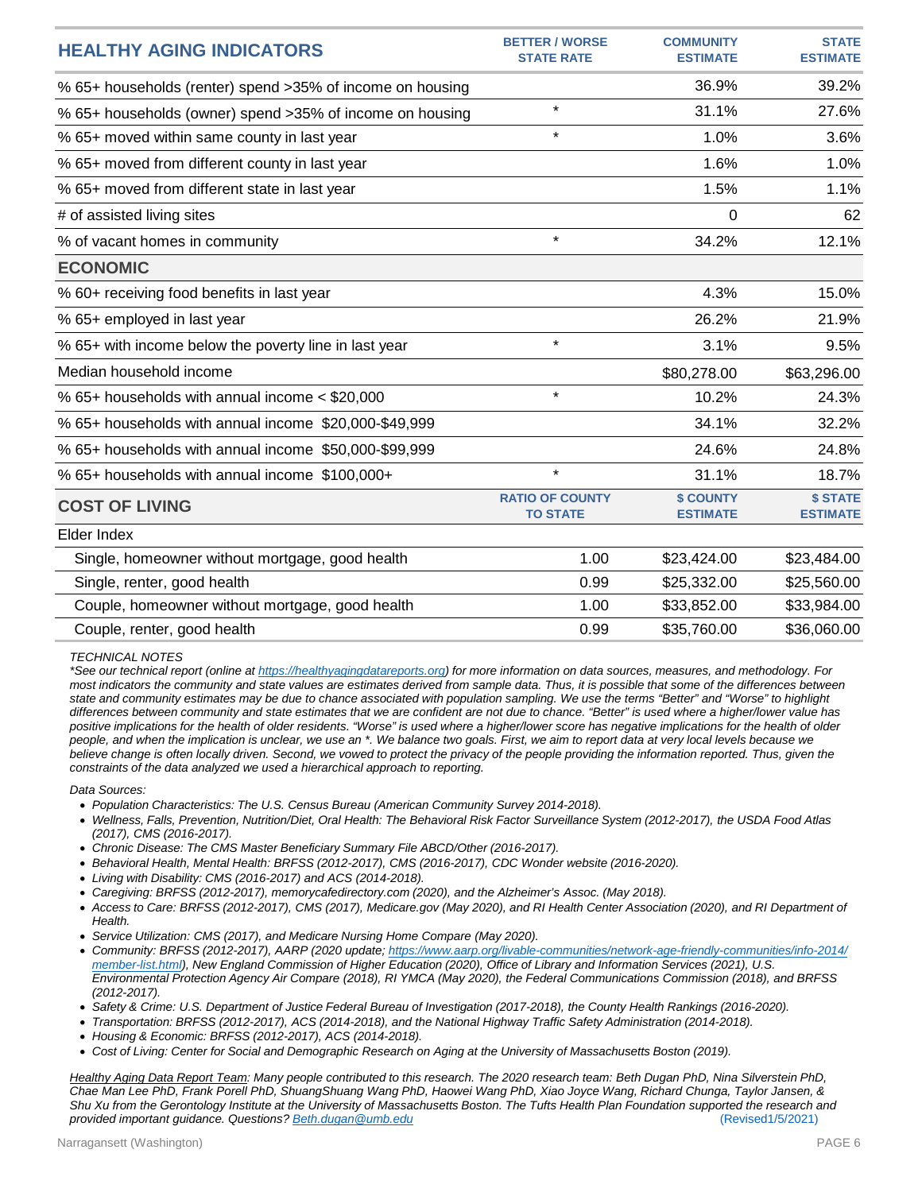| HEALTHY AGING INDICATORS | BETTER / WORSE STATE RATE | COMMUNITY ESTIMATE | STATE ESTIMATE |
|---|---|---|---|
| % 65+ households (renter) spend >35% of income on housing | | 36.9% | 39.2% |
| % 65+ households (owner) spend >35% of income on housing | * | 31.1% | 27.6% |
| % 65+ moved within same county in last year | * | 1.0% | 3.6% |
| % 65+ moved from different county in last year | | 1.6% | 1.0% |
| % 65+ moved from different state in last year | | 1.5% | 1.1% |
| # of assisted living sites | | 0 | 62 |
| % of vacant homes in community | * | 34.2% | 12.1% |
| **ECONOMIC** | | | |
| % 60+ receiving food benefits in last year | | 4.3% | 15.0% |
| % 65+ employed in last year | | 26.2% | 21.9% |
| % 65+ with income below the poverty line in last year | * | 3.1% | 9.5% |
| Median household income | | $80,278.00 | $63,296.00 |
| % 65+ households with annual income < $20,000 | * | 10.2% | 24.3% |
| % 65+ households with annual income $20,000-$49,999 | | 34.1% | 32.2% |
| % 65+ households with annual income $50,000-$99,999 | | 24.6% | 24.8% |
| % 65+ households with annual income $100,000+ | * | 31.1% | 18.7% |

| COST OF LIVING | RATIO OF COUNTY TO STATE | $ COUNTY ESTIMATE | $ STATE ESTIMATE |
|---|---|---|---|
| Elder Index | | | |
| Single, homeowner without mortgage, good health | 1.00 | $23,424.00 | $23,484.00 |
| Single, renter, good health | 0.99 | $25,332.00 | $25,560.00 |
| Couple, homeowner without mortgage, good health | 1.00 | $33,852.00 | $33,984.00 |
| Couple, renter, good health | 0.99 | $35,760.00 | $36,060.00 |

*TECHNICAL NOTES*

*\*See our technical report (online at https://healthyagingdatareports.org) for more information on data sources, measures, and methodology. For most indicators the community and state values are estimates derived from sample data. Thus, it is possible that some of the differences between state and community estimates may be due to chance associated with population sampling. We use the terms "Better" and "Worse" to highlight differences between community and state estimates that we are confident are not due to chance. "Better" is used where a higher/lower value has positive implications for the health of older residents. "Worse" is used where a higher/lower score has negative implications for the health of older people, and when the implication is unclear, we use an \*. We balance two goals. First, we aim to report data at very local levels because we believe change is often locally driven. Second, we vowed to protect the privacy of the people providing the information reported. Thus, given the constraints of the data analyzed we used a hierarchical approach to reporting.*

*Data Sources:*

- *Population Characteristics: The U.S. Census Bureau (American Community Survey 2014-2018).*
- *Wellness, Falls, Prevention, Nutrition/Diet, Oral Health: The Behavioral Risk Factor Surveillance System (2012-2017), the USDA Food Atlas (2017), CMS (2016-2017).*
- *Chronic Disease: The CMS Master Beneficiary Summary File ABCD/Other (2016-2017).*
- *Behavioral Health, Mental Health: BRFSS (2012-2017), CMS (2016-2017), CDC Wonder website (2016-2020).*
- *Living with Disability: CMS (2016-2017) and ACS (2014-2018).*
- *Caregiving: BRFSS (2012-2017), memorycafedirectory.com (2020), and the Alzheimer's Assoc. (May 2018).*
- *Access to Care: BRFSS (2012-2017), CMS (2017), Medicare.gov (May 2020), and RI Health Center Association (2020), and RI Department of Health.*
- *Service Utilization: CMS (2017), and Medicare Nursing Home Compare (May 2020).*
- *Community: BRFSS (2012-2017), AARP (2020 update; https://www.aarp.org/livable-communities/network-age-friendly-communities/info-2014/member-list.html), New England Commission of Higher Education (2020), Office of Library and Information Services (2021), U.S. Environmental Protection Agency Air Compare (2018), RI YMCA (May 2020), the Federal Communications Commission (2018), and BRFSS (2012-2017).*
- *Safety & Crime: U.S. Department of Justice Federal Bureau of Investigation (2017-2018), the County Health Rankings (2016-2020).*
- *Transportation: BRFSS (2012-2017), ACS (2014-2018), and the National Highway Traffic Safety Administration (2014-2018).*
- *Housing & Economic: BRFSS (2012-2017), ACS (2014-2018).*
- *Cost of Living: Center for Social and Demographic Research on Aging at the University of Massachusetts Boston (2019).*

*Healthy Aging Data Report Team: Many people contributed to this research. The 2020 research team: Beth Dugan PhD, Nina Silverstein PhD, Chae Man Lee PhD, Frank Porell PhD, ShuangShuang Wang PhD, Haowei Wang PhD, Xiao Joyce Wang, Richard Chunga, Taylor Jansen, & Shu Xu from the Gerontology Institute at the University of Massachusetts Boston. The Tufts Health Plan Foundation supported the research and provided important guidance. Questions? Beth.dugan@umb.edu* (Revised1/5/2021)